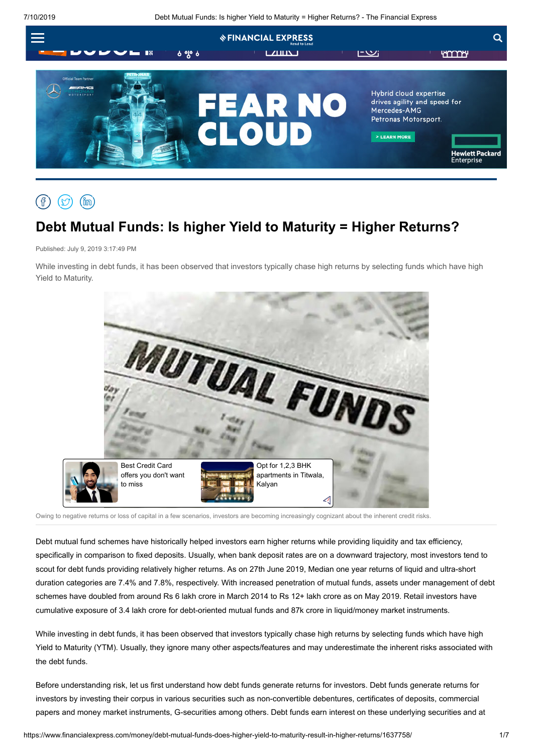# Debt Mutual Funds: Is higher Yield to Maturity = Higher Returns?

Published: July 9, 2019 3:17:49 PM

While investing in debt funds, it has been observed that investors typically chase high returns by selecting funds which have high Yield to Maturity.

Owing to negative returns or loss of capital in a few scenarios, investors are becoming increasingly cognizant about the inherent credit risks.

Debt mutual fund schemes have historically helped investors earn higher returns while providing liquidity and tax efficiency, specifically in comparison to fixed deposits. Usually, when bank deposit rates are on a downward trajectory, most investors tend to scout for debt funds providing relatively higher returns. As on 27th June 2019, Median one year returns of liquid and ultra-short duration categories are 7.4% and 7.8%, respectively. With increased penetration of mutual funds, assets under management of debt schemes have doubled from around Rs 6 lakh crore in March 2014 to Rs 12+ lakh crore as on May 2019. Retail investors have cumulative exposure of 3.4 lakh crore for debt-oriented mutual funds and 87k crore in liquid/money market instruments.

While investing in debt funds, it has been observed that investors typically chase high returns by selecting funds which have high Yield to Maturity (YTM). Usually, they ignore many other aspects/features and may underestimate the inherent risks associated with the debt funds.

Before understanding risk, let us first understand how debt funds generate returns for investors. Debt funds generate returns for investors by investing their corpus in various securities such as non-convertible debentures, certificates of deposits, commercial papers and money market instruments, G-securities among others. Debt funds earn interest on these underlying securities and at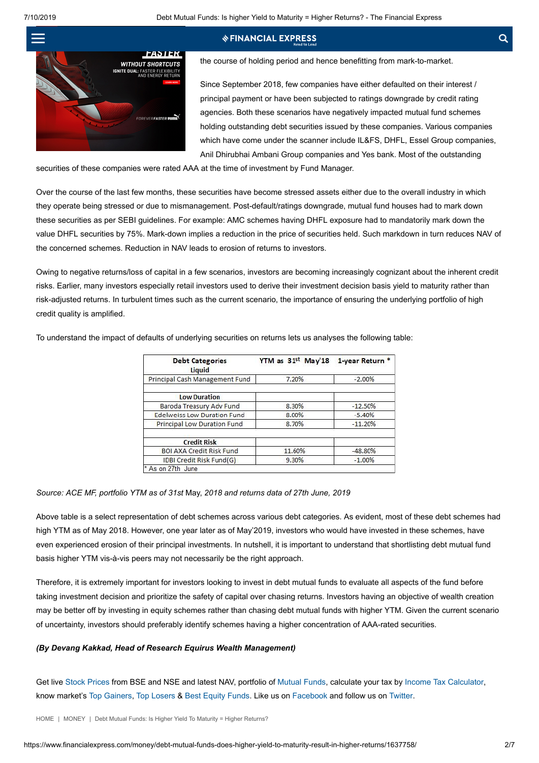the course of holding period and hence benefitting from mark-to-market.

Since September 2018, few companies have either defaulted on their interest / principal payment or have been subjected to ratings downgrade by credit rating agencies. Both these scenarios have negatively impacted mutual fund schemes holding outstanding debt securities issued by these companies. Various companies which have come under the scanner include IL&FS, DHFL, Essel Group companies, Anil Dhirubhai Ambani Group companies and Yes bank. Most of the outstanding securities of these companies were rated AAA at the time of investment by Fund Manager.

Over the course of the last few months, these securities have become stressed assets either due to the overall industry in which they operate being stressed or due to mismanagement. Post-default/ratings downgrade, mutual fund houses had to mark down these securities as per SEBI guidelines. For example: AMC schemes having DHFL exposure had to mandatorily mark down the value DHFL securities by 75%. Mark-down implies a reduction in the price of securities held. Such markdown in turn reduces NAV of the concerned schemes. Reduction in NAV leads to erosion of returns to investors.

Owing to negative returns/loss of capital in a few scenarios, investors are becoming increasingly cognizant about the inherent credit risks. Earlier, many investors especially retail investors used to derive their investment decision basis yield to maturity rather than risk-adjusted returns. In turbulent times such as the current scenario, the importance of ensuring the underlying portfolio of high credit quality is amplified.

To understand the impact of defaults of underlying securities on returns lets us analyses the following table:

| Debt Categories | YTM as 31st May'18 | 1-year Return * |
|---|---|---|
| **Liquid** | | |
| Principal Cash Management Fund | 7.20% | -2.00% |
| | | |
| **Low Duration** | | |
| Baroda Treasury Adv Fund | 8.30% | -12.50% |
| Edelweiss Low Duration Fund | 8.00% | -5.40% |
| Principal Low Duration Fund | 8.70% | -11.20% |
| | | |
| **Credit Risk** | | |
| BOI AXA Credit Risk Fund | 11.60% | -48.80% |
| IDBI Credit Risk Fund(G) | 9.30% | -1.00% |

\* As on 27th June

*Source: ACE MF, portfolio YTM as of 31st* May, *2018 and returns data of 27th June, 2019*

Above table is a select representation of debt schemes across various debt categories. As evident, most of these debt schemes had high YTM as of May 2018. However, one year later as of May'2019, investors who would have invested in these schemes, have even experienced erosion of their principal investments. In nutshell, it is important to understand that shortlisting debt mutual fund basis higher YTM vis-à-vis peers may not necessarily be the right approach.

Therefore, it is extremely important for investors looking to invest in debt mutual funds to evaluate all aspects of the fund before taking investment decision and prioritize the safety of capital over chasing returns. Investors having an objective of wealth creation may be better off by investing in equity schemes rather than chasing debt mutual funds with higher YTM. Given the current scenario of uncertainty, investors should preferably identify schemes having a higher concentration of AAA-rated securities.

***(By Devang Kakkad, Head of Research Equirus Wealth Management)***

Get live Stock Prices from BSE and NSE and latest NAV, portfolio of Mutual Funds, calculate your tax by Income Tax Calculator, know market's Top Gainers, Top Losers & Best Equity Funds. Like us on Facebook and follow us on Twitter.

HOME | MONEY | Debt Mutual Funds: Is Higher Yield To Maturity = Higher Returns?